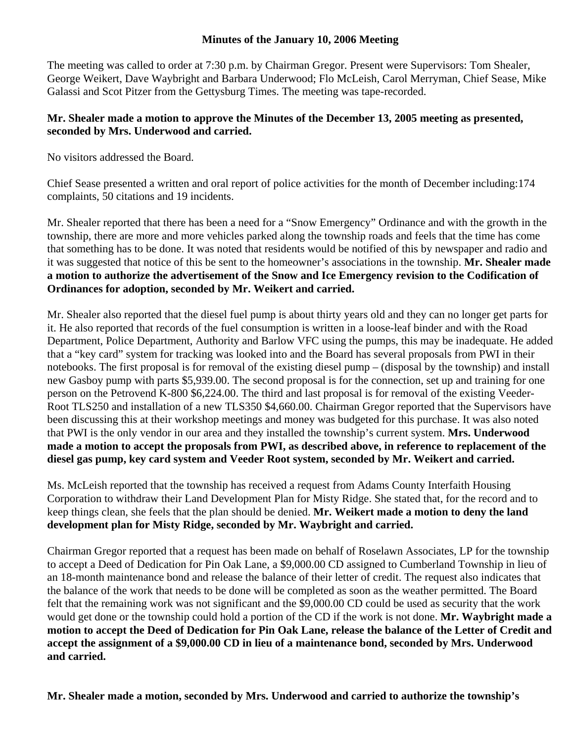**Minutes of the January 10, 2006 Meeting**

The meeting was called to order at 7:30 p.m. by Chairman Gregor. Present were Supervisors: Tom Shealer, George Weikert, Dave Waybright and Barbara Underwood; Flo McLeish, Carol Merryman, Chief Sease, Mike Galassi and Scot Pitzer from the Gettysburg Times. The meeting was tape-recorded.

**Mr. Shealer made a motion to approve the Minutes of the December 13, 2005 meeting as presented, seconded by Mrs. Underwood and carried.**

No visitors addressed the Board.

Chief Sease presented a written and oral report of police activities for the month of December including:174 complaints, 50 citations and 19 incidents.

Mr. Shealer reported that there has been a need for a "Snow Emergency" Ordinance and with the growth in the township, there are more and more vehicles parked along the township roads and feels that the time has come that something has to be done. It was noted that residents would be notified of this by newspaper and radio and it was suggested that notice of this be sent to the homeowner's associations in the township. **Mr. Shealer made a motion to authorize the advertisement of the Snow and Ice Emergency revision to the Codification of Ordinances for adoption, seconded by Mr. Weikert and carried.**

Mr. Shealer also reported that the diesel fuel pump is about thirty years old and they can no longer get parts for it. He also reported that records of the fuel consumption is written in a loose-leaf binder and with the Road Department, Police Department, Authority and Barlow VFC using the pumps, this may be inadequate. He added that a "key card" system for tracking was looked into and the Board has several proposals from PWI in their notebooks. The first proposal is for removal of the existing diesel pump – (disposal by the township) and install new Gasboy pump with parts $5,939.00. The second proposal is for the connection, set up and training for one person on the Petrovend K-800 $6,224.00. The third and last proposal is for removal of the existing Veeder-Root TLS250 and installation of a new TLS350 $4,660.00. Chairman Gregor reported that the Supervisors have been discussing this at their workshop meetings and money was budgeted for this purchase. It was also noted that PWI is the only vendor in our area and they installed the township's current system. **Mrs. Underwood made a motion to accept the proposals from PWI, as described above, in reference to replacement of the diesel gas pump, key card system and Veeder Root system, seconded by Mr. Weikert and carried.**

Ms. McLeish reported that the township has received a request from Adams County Interfaith Housing Corporation to withdraw their Land Development Plan for Misty Ridge. She stated that, for the record and to keep things clean, she feels that the plan should be denied. **Mr. Weikert made a motion to deny the land development plan for Misty Ridge, seconded by Mr. Waybright and carried.**

Chairman Gregor reported that a request has been made on behalf of Roselawn Associates, LP for the township to accept a Deed of Dedication for Pin Oak Lane, a $9,000.00 CD assigned to Cumberland Township in lieu of an 18-month maintenance bond and release the balance of their letter of credit. The request also indicates that the balance of the work that needs to be done will be completed as soon as the weather permitted. The Board felt that the remaining work was not significant and the $9,000.00 CD could be used as security that the work would get done or the township could hold a portion of the CD if the work is not done. **Mr. Waybright made a motion to accept the Deed of Dedication for Pin Oak Lane, release the balance of the Letter of Credit and accept the assignment of a $9,000.00 CD in lieu of a maintenance bond, seconded by Mrs. Underwood and carried.**

**Mr. Shealer made a motion, seconded by Mrs. Underwood and carried to authorize the township's**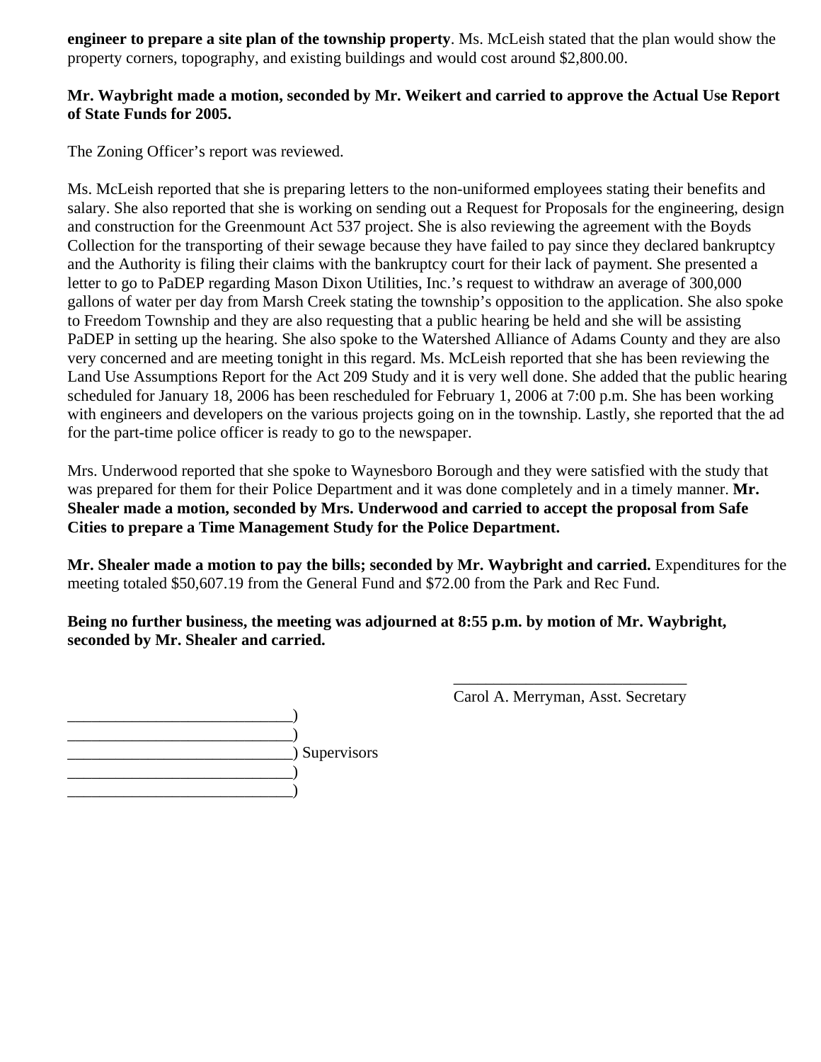**engineer to prepare a site plan of the township property**. Ms. McLeish stated that the plan would show the property corners, topography, and existing buildings and would cost around $2,800.00.

**Mr. Waybright made a motion, seconded by Mr. Weikert and carried to approve the Actual Use Report of State Funds for 2005.**

The Zoning Officer's report was reviewed.

Ms. McLeish reported that she is preparing letters to the non-uniformed employees stating their benefits and salary. She also reported that she is working on sending out a Request for Proposals for the engineering, design and construction for the Greenmount Act 537 project. She is also reviewing the agreement with the Boyds Collection for the transporting of their sewage because they have failed to pay since they declared bankruptcy and the Authority is filing their claims with the bankruptcy court for their lack of payment. She presented a letter to go to PaDEP regarding Mason Dixon Utilities, Inc.'s request to withdraw an average of 300,000 gallons of water per day from Marsh Creek stating the township's opposition to the application. She also spoke to Freedom Township and they are also requesting that a public hearing be held and she will be assisting PaDEP in setting up the hearing. She also spoke to the Watershed Alliance of Adams County and they are also very concerned and are meeting tonight in this regard. Ms. McLeish reported that she has been reviewing the Land Use Assumptions Report for the Act 209 Study and it is very well done. She added that the public hearing scheduled for January 18, 2006 has been rescheduled for February 1, 2006 at 7:00 p.m. She has been working with engineers and developers on the various projects going on in the township. Lastly, she reported that the ad for the part-time police officer is ready to go to the newspaper.

Mrs. Underwood reported that she spoke to Waynesboro Borough and they were satisfied with the study that was prepared for them for their Police Department and it was done completely and in a timely manner. **Mr. Shealer made a motion, seconded by Mrs. Underwood and carried to accept the proposal from Safe Cities to prepare a Time Management Study for the Police Department.**

**Mr. Shealer made a motion to pay the bills; seconded by Mr. Waybright and carried.** Expenditures for the meeting totaled $50,607.19 from the General Fund and $72.00 from the Park and Rec Fund.

**Being no further business, the meeting was adjourned at 8:55 p.m. by motion of Mr. Waybright, seconded by Mr. Shealer and carried.**

\_\_\_\_\_\_\_\_\_\_\_\_\_\_\_\_\_\_\_\_\_\_\_\_\_\_\_\_\_
Carol A. Merryman, Asst. Secretary

\_\_\_\_\_\_\_\_\_\_\_\_\_\_\_\_\_\_\_\_\_\_\_\_\_\_\_\_\_)
\_\_\_\_\_\_\_\_\_\_\_\_\_\_\_\_\_\_\_\_\_\_\_\_\_\_\_\_\_)
\_\_\_\_\_\_\_\_\_\_\_\_\_\_\_\_\_\_\_\_\_\_\_\_\_\_\_\_\_) Supervisors
\_\_\_\_\_\_\_\_\_\_\_\_\_\_\_\_\_\_\_\_\_\_\_\_\_\_\_\_\_)
\_\_\_\_\_\_\_\_\_\_\_\_\_\_\_\_\_\_\_\_\_\_\_\_\_\_\_\_\_)